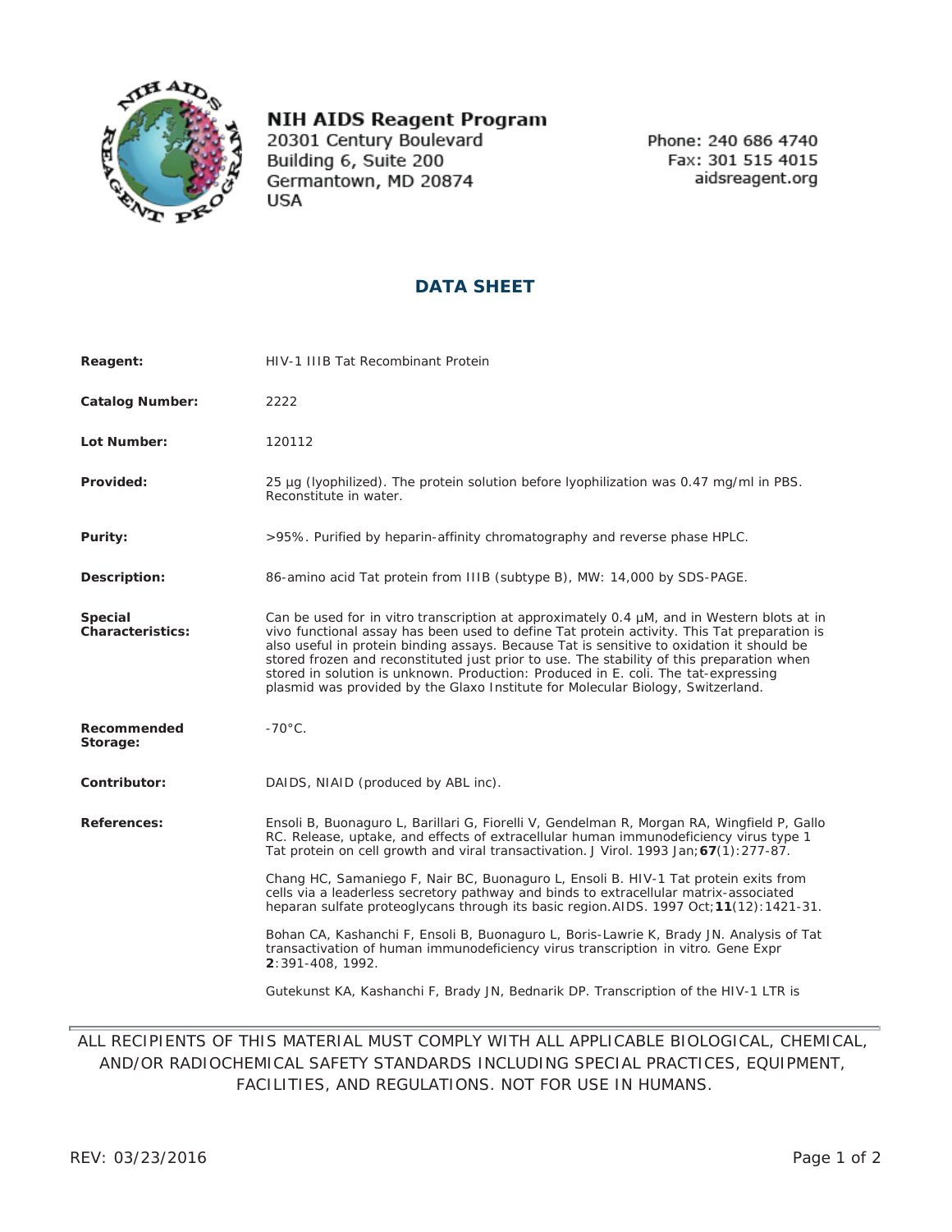**NIH AIDS Reagent Program**
20301 Century Boulevard
Building 6, Suite 200
Germantown, MD 20874
USA

Phone: 240 686 4740
Fax: 301 515 4015
aidsreagent.org

## DATA SHEET

**Reagent:** HIV-1 IIIB Tat Recombinant Protein

**Catalog Number:** 2222

**Lot Number:** 120112

**Provided:** 25 µg (lyophilized). The protein solution before lyophilization was 0.47 mg/ml in PBS. Reconstitute in water.

**Purity:** >95%. Purified by heparin-affinity chromatography and reverse phase HPLC.

**Description:** 86-amino acid Tat protein from IIIB (subtype B), MW: 14,000 by SDS-PAGE.

**Special Characteristics:** Can be used for in vitro transcription at approximately 0.4 µM, and in Western blots at in vivo functional assay has been used to define Tat protein activity. This Tat preparation is also useful in protein binding assays. Because Tat is sensitive to oxidation it should be stored frozen and reconstituted just prior to use. The stability of this preparation when stored in solution is unknown. Production: Produced in E. coli. The tat-expressing plasmid was provided by the Glaxo Institute for Molecular Biology, Switzerland.

**Recommended Storage:** -70°C.

**Contributor:** DAIDS, NIAID (produced by ABL inc).

**References:**

Ensoli B, Buonaguro L, Barillari G, Fiorelli V, Gendelman R, Morgan RA, Wingfield P, Gallo RC. Release, uptake, and effects of extracellular human immunodeficiency virus type 1 Tat protein on cell growth and viral transactivation. J Virol. 1993 Jan;**67**(1):277-87.

Chang HC, Samaniego F, Nair BC, Buonaguro L, Ensoli B. HIV-1 Tat protein exits from cells via a leaderless secretory pathway and binds to extracellular matrix-associated heparan sulfate proteoglycans through its basic region.AIDS. 1997 Oct;**11**(12):1421-31.

Bohan CA, Kashanchi F, Ensoli B, Buonaguro L, Boris-Lawrie K, Brady JN. Analysis of Tat transactivation of human immunodeficiency virus transcription in vitro. Gene Expr **2**:391-408, 1992.

Gutekunst KA, Kashanchi F, Brady JN, Bednarik DP. Transcription of the HIV-1 LTR is

ALL RECIPIENTS OF THIS MATERIAL MUST COMPLY WITH ALL APPLICABLE BIOLOGICAL, CHEMICAL, AND/OR RADIOCHEMICAL SAFETY STANDARDS INCLUDING SPECIAL PRACTICES, EQUIPMENT, FACILITIES, AND REGULATIONS. NOT FOR USE IN HUMANS.

REV: 03/23/2016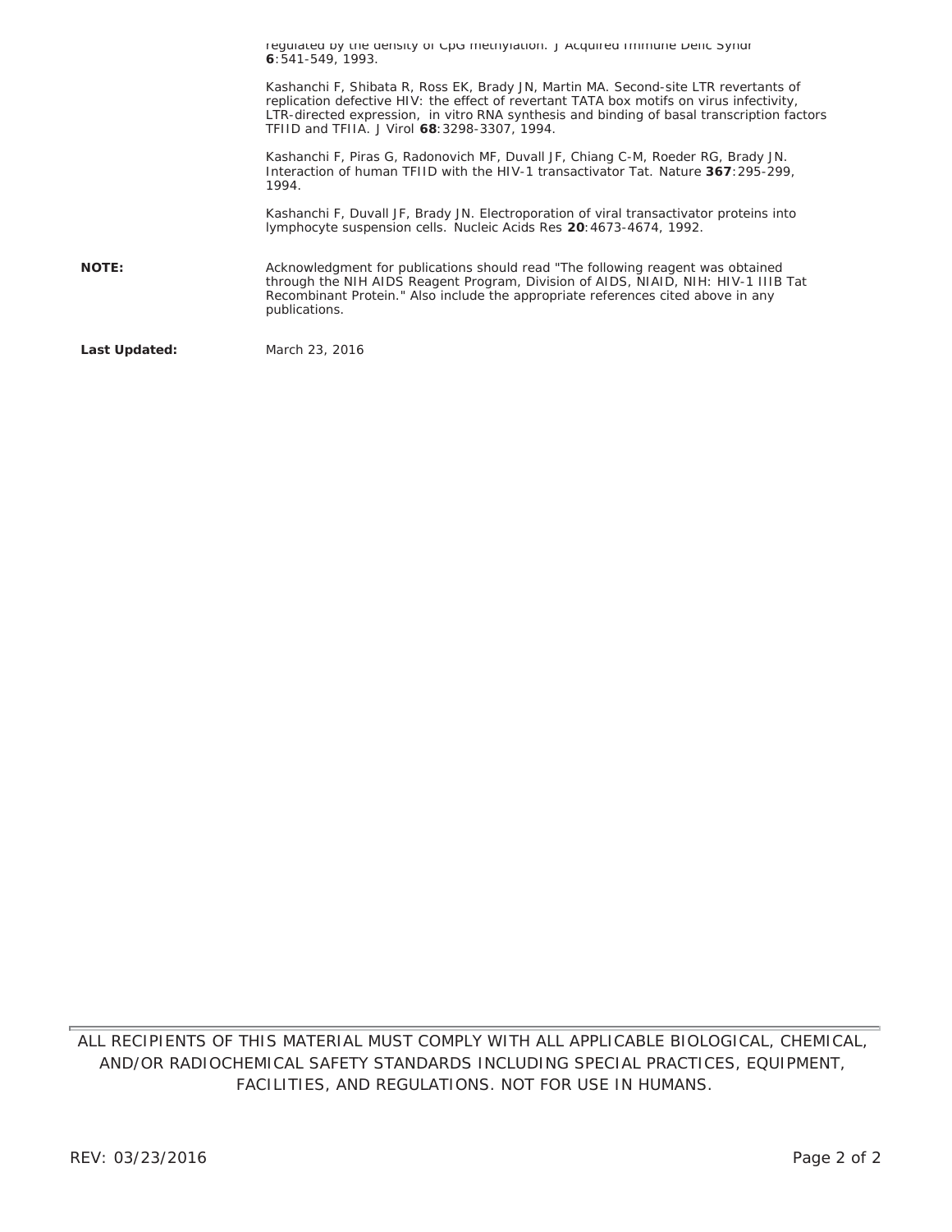regulated by the density of CpG methylation. J Acquired Immune Defic Syndr **6**:541-549, 1993.

Kashanchi F, Shibata R, Ross EK, Brady JN, Martin MA. Second-site LTR revertants of replication defective HIV: the effect of revertant TATA box motifs on virus infectivity, LTR-directed expression, in vitro RNA synthesis and binding of basal transcription factors TFIID and TFIIA. J Virol **68**:3298-3307, 1994.

Kashanchi F, Piras G, Radonovich MF, Duvall JF, Chiang C-M, Roeder RG, Brady JN. Interaction of human TFIID with the HIV-1 transactivator Tat. Nature **367**:295-299, 1994.

Kashanchi F, Duvall JF, Brady JN. Electroporation of viral transactivator proteins into lymphocyte suspension cells. Nucleic Acids Res **20**:4673-4674, 1992.

**NOTE:** Acknowledgment for publications should read "The following reagent was obtained through the NIH AIDS Reagent Program, Division of AIDS, NIAID, NIH: HIV-1 IIIB Tat Recombinant Protein." Also include the appropriate references cited above in any publications.

**Last Updated:** March 23, 2016

ALL RECIPIENTS OF THIS MATERIAL MUST COMPLY WITH ALL APPLICABLE BIOLOGICAL, CHEMICAL, AND/OR RADIOCHEMICAL SAFETY STANDARDS INCLUDING SPECIAL PRACTICES, EQUIPMENT, FACILITIES, AND REGULATIONS. NOT FOR USE IN HUMANS.